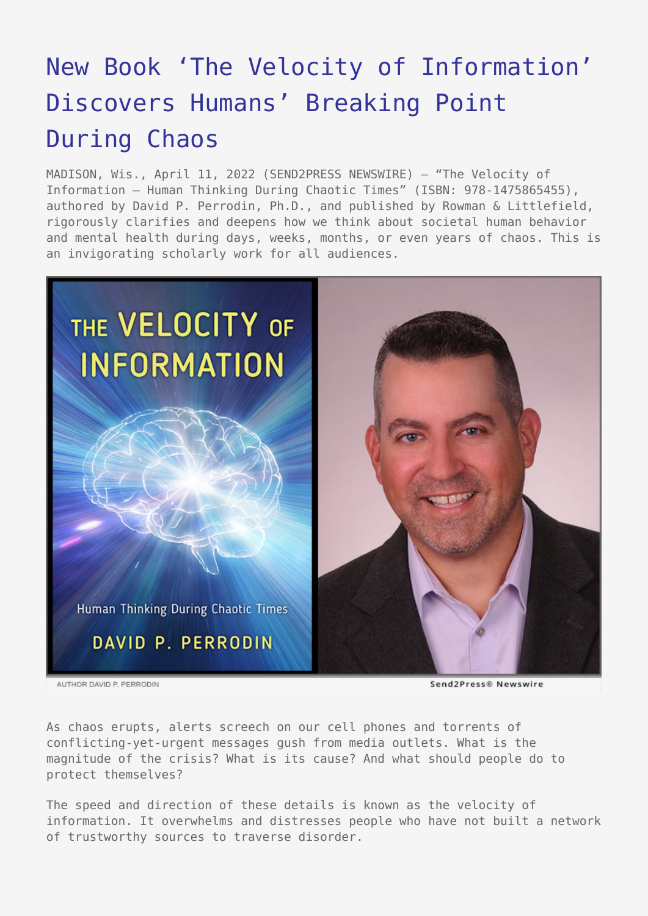# New Book 'The Velocity of Information' Discovers Humans' Breaking Point During Chaos

MADISON, Wis., April 11, 2022 (SEND2PRESS NEWSWIRE) — "The Velocity of Information – Human Thinking During Chaotic Times" (ISBN: 978-1475865455), authored by David P. Perrodin, Ph.D., and published by Rowman & Littlefield, rigorously clarifies and deepens how we think about societal human behavior and mental health during days, weeks, months, or even years of chaos. This is an invigorating scholarly work for all audiences.

AUTHOR DAVID P. PERRODIN

As chaos erupts, alerts screech on our cell phones and torrents of conflicting-yet-urgent messages gush from media outlets. What is the magnitude of the crisis? What is its cause? And what should people do to protect themselves?

The speed and direction of these details is known as the velocity of information. It overwhelms and distresses people who have not built a network of trustworthy sources to traverse disorder.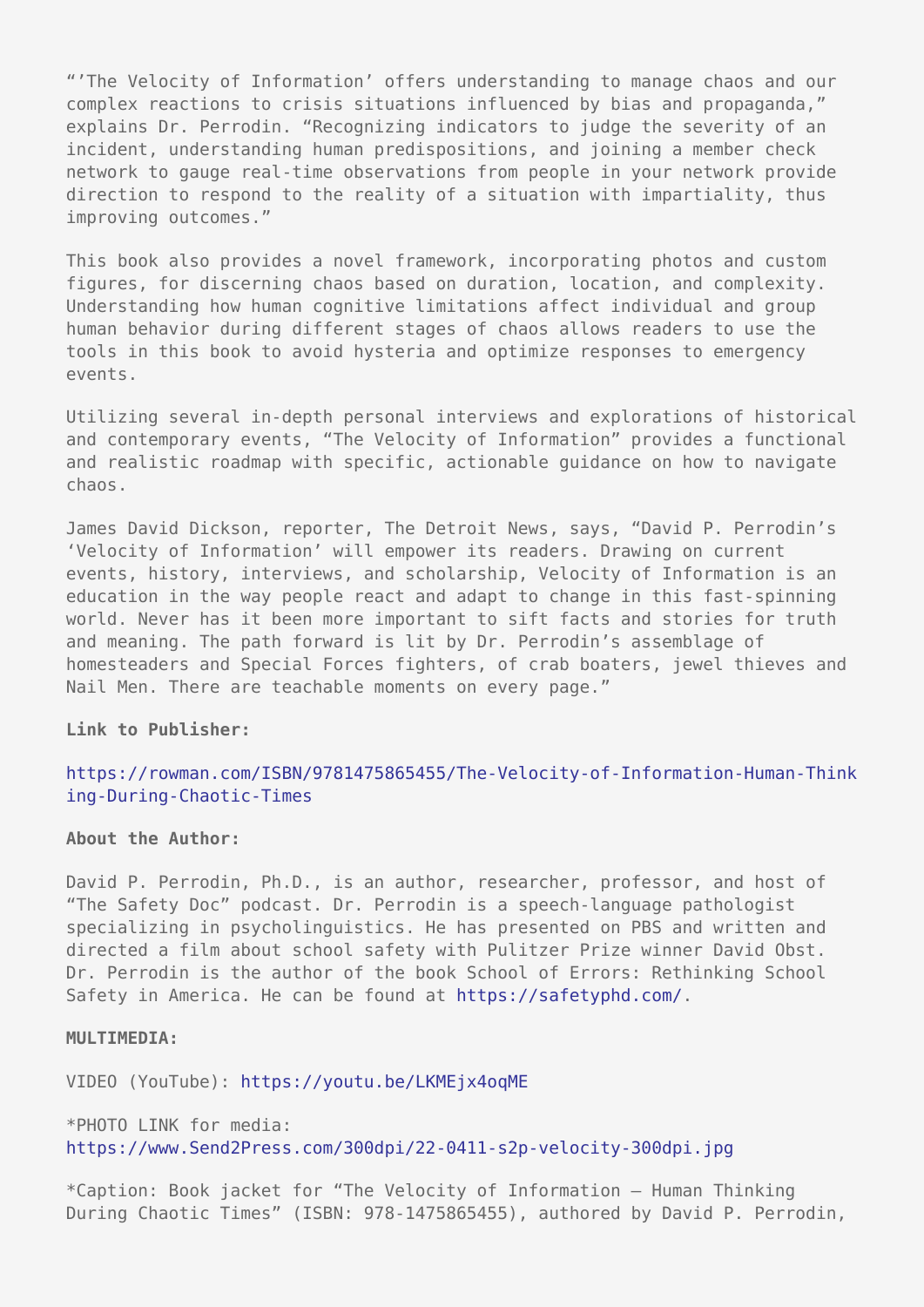“’The Velocity of Information’ offers understanding to manage chaos and our complex reactions to crisis situations influenced by bias and propaganda,” explains Dr. Perrodin. “Recognizing indicators to judge the severity of an incident, understanding human predispositions, and joining a member check network to gauge real-time observations from people in your network provide direction to respond to the reality of a situation with impartiality, thus improving outcomes.”

This book also provides a novel framework, incorporating photos and custom figures, for discerning chaos based on duration, location, and complexity. Understanding how human cognitive limitations affect individual and group human behavior during different stages of chaos allows readers to use the tools in this book to avoid hysteria and optimize responses to emergency events.

Utilizing several in-depth personal interviews and explorations of historical and contemporary events, “The Velocity of Information” provides a functional and realistic roadmap with specific, actionable guidance on how to navigate chaos.

James David Dickson, reporter, The Detroit News, says, “David P. Perrodin’s ‘Velocity of Information’ will empower its readers. Drawing on current events, history, interviews, and scholarship, Velocity of Information is an education in the way people react and adapt to change in this fast-spinning world. Never has it been more important to sift facts and stories for truth and meaning. The path forward is lit by Dr. Perrodin’s assemblage of homesteaders and Special Forces fighters, of crab boaters, jewel thieves and Nail Men. There are teachable moments on every page.”

**Link to Publisher:**

https://rowman.com/ISBN/9781475865455/The-Velocity-of-Information-Human-Thinking-During-Chaotic-Times

**About the Author:**

David P. Perrodin, Ph.D., is an author, researcher, professor, and host of “The Safety Doc” podcast. Dr. Perrodin is a speech-language pathologist specializing in psycholinguistics. He has presented on PBS and written and directed a film about school safety with Pulitzer Prize winner David Obst. Dr. Perrodin is the author of the book School of Errors: Rethinking School Safety in America. He can be found at https://safetyphd.com/.

**MULTIMEDIA:**

VIDEO (YouTube): https://youtu.be/LKMEjx4oqME

*PHOTO LINK for media: https://www.Send2Press.com/300dpi/22-0411-s2p-velocity-300dpi.jpg

*Caption: Book jacket for “The Velocity of Information – Human Thinking During Chaotic Times” (ISBN: 978-1475865455), authored by David P. Perrodin,